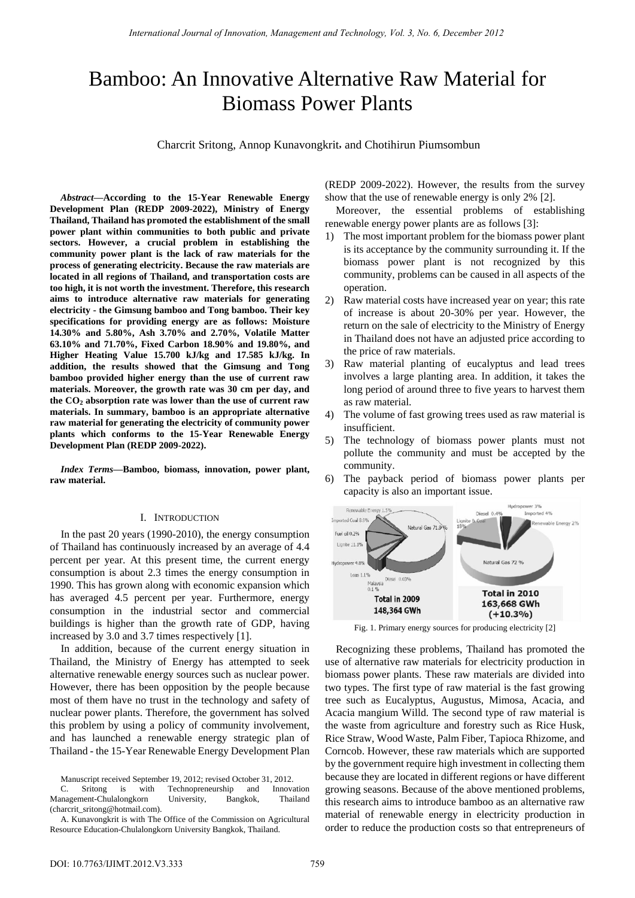# Bamboo: An Innovative Alternative Raw Material for Biomass Power Plants

Charcrit Sritong, Annop Kunavongkrit, and Chotihirun Piumsombun

***Abstract*—According to the 15-Year Renewable Energy Development Plan (REDP 2009-2022), Ministry of Energy Thailand, Thailand has promoted the establishment of the small power plant within communities to both public and private sectors. However, a crucial problem in establishing the community power plant is the lack of raw materials for the process of generating electricity. Because the raw materials are located in all regions of Thailand, and transportation costs are too high, it is not worth the investment. Therefore, this research aims to introduce alternative raw materials for generating electricity - the Gimsung bamboo and Tong bamboo. Their key specifications for providing energy are as follows: Moisture 14.30% and 5.80%, Ash 3.70% and 2.70%, Volatile Matter 63.10% and 71.70%, Fixed Carbon 18.90% and 19.80%, and Higher Heating Value 15.700 kJ/kg and 17.585 kJ/kg. In addition, the results showed that the Gimsung and Tong bamboo provided higher energy than the use of current raw materials. Moreover, the growth rate was 30 cm per day, and the $CO_2$ absorption rate was lower than the use of current raw materials. In summary, bamboo is an appropriate alternative raw material for generating the electricity of community power plants which conforms to the 15-Year Renewable Energy Development Plan (REDP 2009-2022).**

***Index Terms*—Bamboo, biomass, innovation, power plant, raw material.**

## I. Introduction

In the past 20 years (1990-2010), the energy consumption of Thailand has continuously increased by an average of 4.4 percent per year. At this present time, the current energy consumption is about 2.3 times the energy consumption in 1990. This has grown along with economic expansion which has averaged 4.5 percent per year. Furthermore, energy consumption in the industrial sector and commercial buildings is higher than the growth rate of GDP, having increased by 3.0 and 3.7 times respectively [1].

In addition, because of the current energy situation in Thailand, the Ministry of Energy has attempted to seek alternative renewable energy sources such as nuclear power. However, there has been opposition by the people because most of them have no trust in the technology and safety of nuclear power plants. Therefore, the government has solved this problem by using a policy of community involvement, and has launched a renewable energy strategic plan of Thailand - the 15-Year Renewable Energy Development Plan (REDP 2009-2022). However, the results from the survey show that the use of renewable energy is only 2% [2].

Moreover, the essential problems of establishing renewable energy power plants are as follows [3]:

1) The most important problem for the biomass power plant is its acceptance by the community surrounding it. If the biomass power plant is not recognized by this community, problems can be caused in all aspects of the operation.
2) Raw material costs have increased year on year; this rate of increase is about 20-30% per year. However, the return on the sale of electricity to the Ministry of Energy in Thailand does not have an adjusted price according to the price of raw materials.
3) Raw material planting of eucalyptus and lead trees involves a large planting area. In addition, it takes the long period of around three to five years to harvest them as raw material.
4) The volume of fast growing trees used as raw material is insufficient.
5) The technology of biomass power plants must not pollute the community and must be accepted by the community.
6) The payback period of biomass power plants per capacity is also an important issue.

Fig. 1. Primary energy sources for producing electricity [2]

Recognizing these problems, Thailand has promoted the use of alternative raw materials for electricity production in biomass power plants. These raw materials are divided into two types. The first type of raw material is the fast growing tree such as Eucalyptus, Augustus, Mimosa, Acacia, and Acacia mangium Willd. The second type of raw material is the waste from agriculture and forestry such as Rice Husk, Rice Straw, Wood Waste, Palm Fiber, Tapioca Rhizome, and Corncob. However, these raw materials which are supported by the government require high investment in collecting them because they are located in different regions or have different growing seasons. Because of the above mentioned problems, this research aims to introduce bamboo as an alternative raw material of renewable energy in electricity production in order to reduce the production costs so that entrepreneurs of

Manuscript received September 19, 2012; revised October 31, 2012.

C. Sritong is with Technopreneurship and Innovation Management-Chulalongkorn University, Bangkok, Thailand (charcrit_sritong@hotmail.com).

A. Kunavongkrit is with The Office of the Commission on Agricultural Resource Education-Chulalongkorn University Bangkok, Thailand.

DOI: 10.7763/IJIMT.2012.V3.333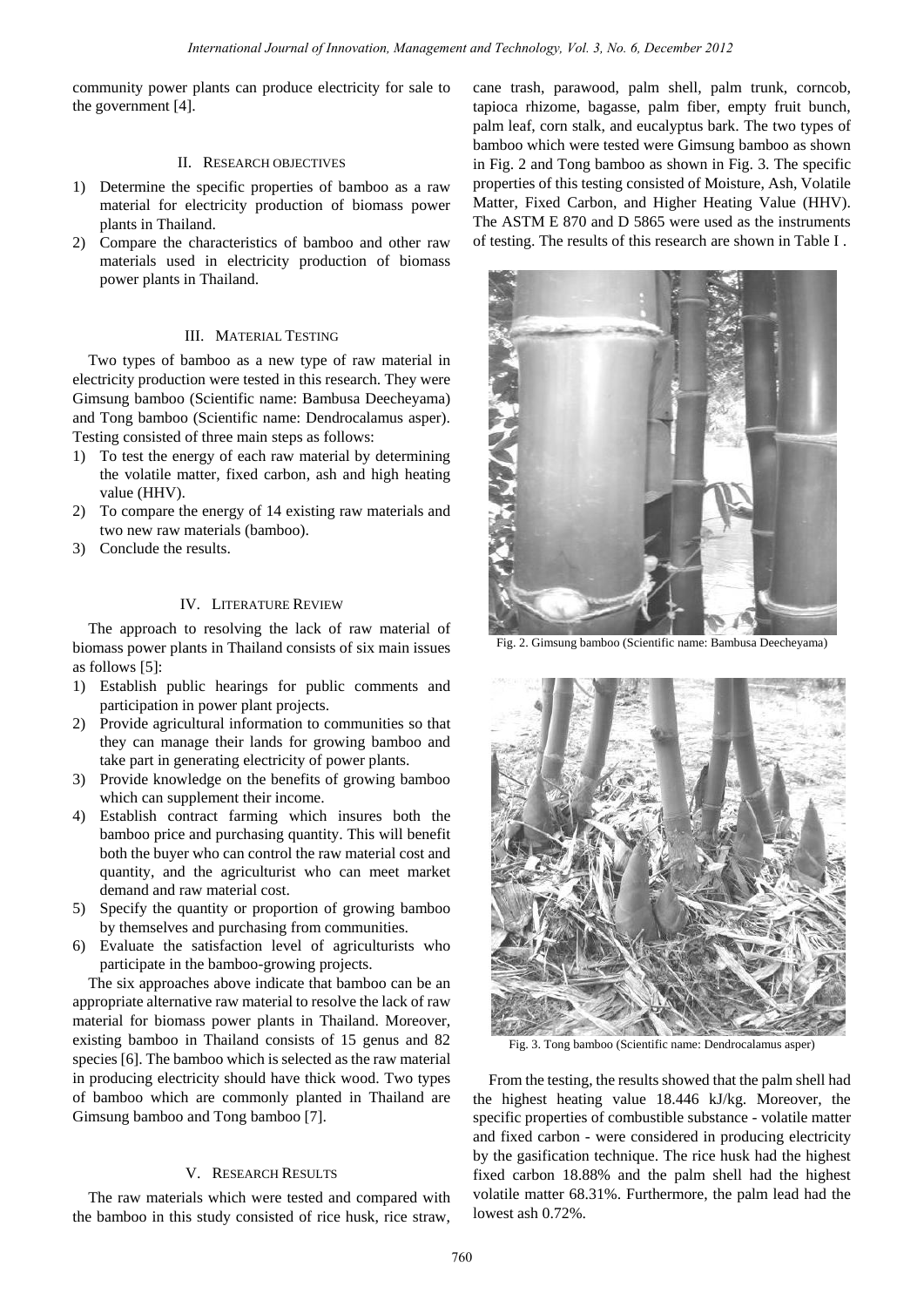community power plants can produce electricity for sale to the government [4].

## II. Research Objectives

1) Determine the specific properties of bamboo as a raw material for electricity production of biomass power plants in Thailand.
2) Compare the characteristics of bamboo and other raw materials used in electricity production of biomass power plants in Thailand.

## III. Material Testing

Two types of bamboo as a new type of raw material in electricity production were tested in this research. They were Gimsung bamboo (Scientific name: Bambusa Deecheyama) and Tong bamboo (Scientific name: Dendrocalamus asper). Testing consisted of three main steps as follows:

1) To test the energy of each raw material by determining the volatile matter, fixed carbon, ash and high heating value (HHV).
2) To compare the energy of 14 existing raw materials and two new raw materials (bamboo).
3) Conclude the results.

## IV. Literature Review

The approach to resolving the lack of raw material of biomass power plants in Thailand consists of six main issues as follows [5]:

1) Establish public hearings for public comments and participation in power plant projects.
2) Provide agricultural information to communities so that they can manage their lands for growing bamboo and take part in generating electricity of power plants.
3) Provide knowledge on the benefits of growing bamboo which can supplement their income.
4) Establish contract farming which insures both the bamboo price and purchasing quantity. This will benefit both the buyer who can control the raw material cost and quantity, and the agriculturist who can meet market demand and raw material cost.
5) Specify the quantity or proportion of growing bamboo by themselves and purchasing from communities.
6) Evaluate the satisfaction level of agriculturists who participate in the bamboo-growing projects.

The six approaches above indicate that bamboo can be an appropriate alternative raw material to resolve the lack of raw material for biomass power plants in Thailand. Moreover, existing bamboo in Thailand consists of 15 genus and 82 species [6]. The bamboo which is selected as the raw material in producing electricity should have thick wood. Two types of bamboo which are commonly planted in Thailand are Gimsung bamboo and Tong bamboo [7].

## V. Research Results

The raw materials which were tested and compared with the bamboo in this study consisted of rice husk, rice straw, cane trash, parawood, palm shell, palm trunk, corncob, tapioca rhizome, bagasse, palm fiber, empty fruit bunch, palm leaf, corn stalk, and eucalyptus bark. The two types of bamboo which were tested were Gimsung bamboo as shown in Fig. 2 and Tong bamboo as shown in Fig. 3. The specific properties of this testing consisted of Moisture, Ash, Volatile Matter, Fixed Carbon, and Higher Heating Value (HHV). The ASTM E 870 and D 5865 were used as the instruments of testing. The results of this research are shown in Table I .

Fig. 2. Gimsung bamboo (Scientific name: Bambusa Deecheyama)

Fig. 3. Tong bamboo (Scientific name: Dendrocalamus asper)

From the testing, the results showed that the palm shell had the highest heating value 18.446 kJ/kg. Moreover, the specific properties of combustible substance - volatile matter and fixed carbon - were considered in producing electricity by the gasification technique. The rice husk had the highest fixed carbon 18.88% and the palm shell had the highest volatile matter 68.31%. Furthermore, the palm lead had the lowest ash 0.72%.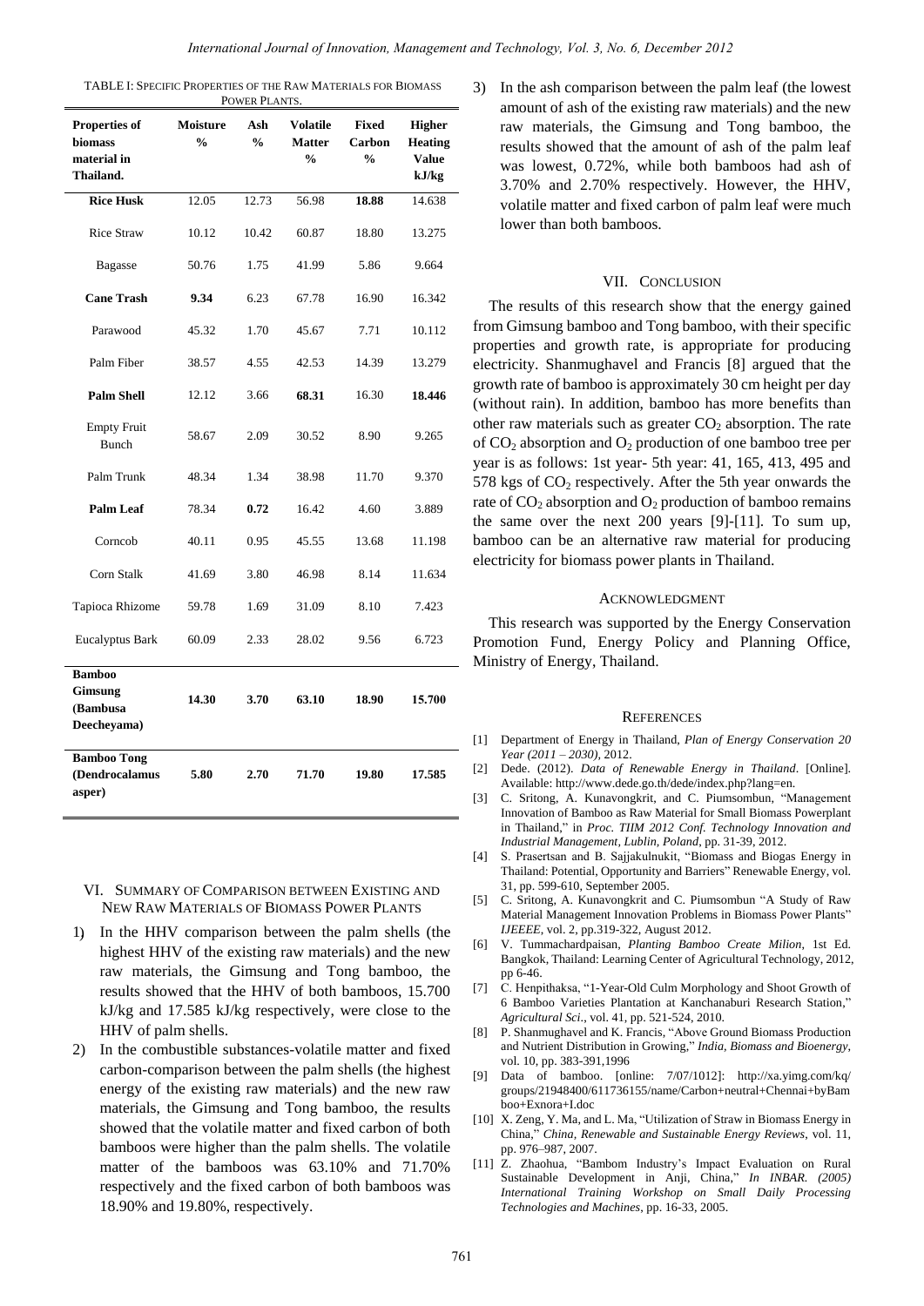TABLE I: SPECIFIC PROPERTIES OF THE RAW MATERIALS FOR BIOMASS POWER PLANTS.

| Properties of biomass material in Thailand. | Moisture % | Ash % | Volatile Matter % | Fixed Carbon % | Higher Heating Value kJ/kg |
|---|---|---|---|---|---|
| **Rice Husk** | 12.05 | 12.73 | 56.98 | **18.88** | 14.638 |
| Rice Straw | 10.12 | 10.42 | 60.87 | 18.80 | 13.275 |
| Bagasse | 50.76 | 1.75 | 41.99 | 5.86 | 9.664 |
| **Cane Trash** | **9.34** | 6.23 | 67.78 | 16.90 | 16.342 |
| Parawood | 45.32 | 1.70 | 45.67 | 7.71 | 10.112 |
| Palm Fiber | 38.57 | 4.55 | 42.53 | 14.39 | 13.279 |
| **Palm Shell** | 12.12 | 3.66 | **68.31** | 16.30 | **18.446** |
| Empty Fruit Bunch | 58.67 | 2.09 | 30.52 | 8.90 | 9.265 |
| Palm Trunk | 48.34 | 1.34 | 38.98 | 11.70 | 9.370 |
| **Palm Leaf** | 78.34 | **0.72** | 16.42 | 4.60 | 3.889 |
| Corncob | 40.11 | 0.95 | 45.55 | 13.68 | 11.198 |
| Corn Stalk | 41.69 | 3.80 | 46.98 | 8.14 | 11.634 |
| Tapioca Rhizome | 59.78 | 1.69 | 31.09 | 8.10 | 7.423 |
| Eucalyptus Bark | 60.09 | 2.33 | 28.02 | 9.56 | 6.723 |
| **Bamboo Gimsung (Bambusa Deecheyama)** | **14.30** | **3.70** | **63.10** | **18.90** | **15.700** |
| **Bamboo Tong (Dendrocalamus asper)** | **5.80** | **2.70** | **71.70** | **19.80** | **17.585** |

## VI. Summary of Comparison between Existing and New Raw Materials of Biomass Power Plants

1) In the HHV comparison between the palm shells (the highest HHV of the existing raw materials) and the new raw materials, the Gimsung and Tong bamboo, the results showed that the HHV of both bamboos, 15.700 kJ/kg and 17.585 kJ/kg respectively, were close to the HHV of palm shells.
2) In the combustible substances-volatile matter and fixed carbon-comparison between the palm shells (the highest energy of the existing raw materials) and the new raw materials, the Gimsung and Tong bamboo, the results showed that the volatile matter and fixed carbon of both bamboos were higher than the palm shells. The volatile matter of the bamboos was 63.10% and 71.70% respectively and the fixed carbon of both bamboos was 18.90% and 19.80%, respectively.
3) In the ash comparison between the palm leaf (the lowest amount of ash of the existing raw materials) and the new raw materials, the Gimsung and Tong bamboo, the results showed that the amount of ash of the palm leaf was lowest, 0.72%, while both bamboos had ash of 3.70% and 2.70% respectively. However, the HHV, volatile matter and fixed carbon of palm leaf were much lower than both bamboos.

## VII. Conclusion

The results of this research show that the energy gained from Gimsung bamboo and Tong bamboo, with their specific properties and growth rate, is appropriate for producing electricity. Shanmughavel and Francis [8] argued that the growth rate of bamboo is approximately 30 cm height per day (without rain). In addition, bamboo has more benefits than other raw materials such as greater $CO_2$ absorption. The rate of $CO_2$ absorption and $O_2$ production of one bamboo tree per year is as follows: 1st year- 5th year: 41, 165, 413, 495 and 578 kgs of $CO_2$ respectively. After the 5th year onwards the rate of $CO_2$ absorption and $O_2$ production of bamboo remains the same over the next 200 years [9]-[11]. To sum up, bamboo can be an alternative raw material for producing electricity for biomass power plants in Thailand.

## Acknowledgment

This research was supported by the Energy Conservation Promotion Fund, Energy Policy and Planning Office, Ministry of Energy, Thailand.

## References

[1] Department of Energy in Thailand, *Plan of Energy Conservation 20 Year (2011 – 2030)*, 2012.

[2] Dede. (2012). *Data of Renewable Energy in Thailand*. [Online]. Available: http://www.dede.go.th/dede/index.php?lang=en.

[3] C. Sritong, A. Kunavongkrit, and C. Piumsombun, "Management Innovation of Bamboo as Raw Material for Small Biomass Powerplant in Thailand," in *Proc. TIIM 2012 Conf. Technology Innovation and Industrial Management, Lublin, Poland*, pp. 31-39, 2012.

[4] S. Prasertsan and B. Sajjakulnukit, "Biomass and Biogas Energy in Thailand: Potential, Opportunity and Barriers" Renewable Energy, vol. 31, pp. 599-610, September 2005.

[5] C. Sritong, A. Kunavongkrit and C. Piumsombun "A Study of Raw Material Management Innovation Problems in Biomass Power Plants" *IJEEEE*, vol. 2, pp.319-322, August 2012.

[6] V. Tummachardpaisan, *Planting Bamboo Create Milion*, 1st Ed. Bangkok, Thailand: Learning Center of Agricultural Technology, 2012, pp 6-46.

[7] C. Henpithaksa, "1-Year-Old Culm Morphology and Shoot Growth of 6 Bamboo Varieties Plantation at Kanchanaburi Research Station," *Agricultural Sci.*, vol. 41, pp. 521-524, 2010.

[8] P. Shanmughavel and K. Francis, "Above Ground Biomass Production and Nutrient Distribution in Growing," *India, Biomass and Bioenergy*, vol. 10, pp. 383-391,1996

[9] Data of bamboo. [online: 7/07/1012]: http://xa.yimg.com/kq/groups/21948400/611736155/name/Carbon+neutral+Chennai+byBamboo+Exnora+l.doc

[10] X. Zeng, Y. Ma, and L. Ma, "Utilization of Straw in Biomass Energy in China," *China, Renewable and Sustainable Energy Reviews*, vol. 11, pp. 976–987, 2007.

[11] Z. Zhaohua, "Bambom Industry's Impact Evaluation on Rural Sustainable Development in Anji, China," *In INBAR. (2005) International Training Workshop on Small Daily Processing Technologies and Machines*, pp. 16-33, 2005.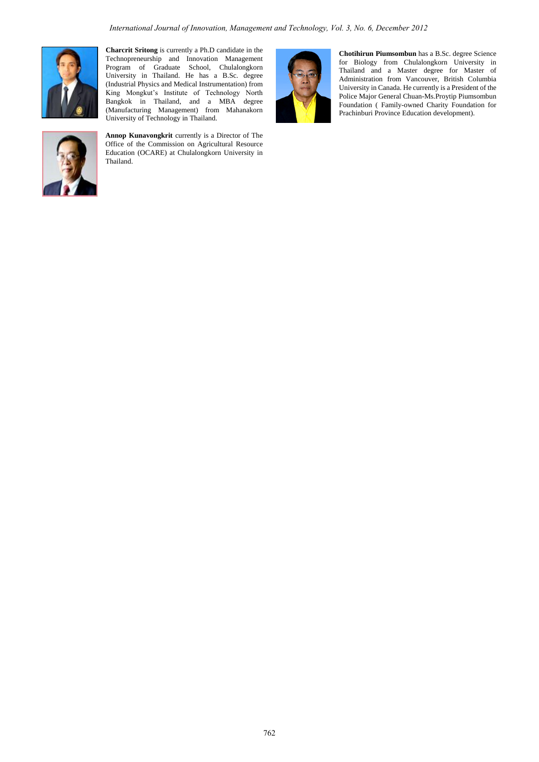**Charcrit Sritong** is currently a Ph.D candidate in the Technopreneurship and Innovation Management Program of Graduate School, Chulalongkorn University in Thailand. He has a B.Sc. degree (Industrial Physics and Medical Instrumentation) from King Mongkut's Institute of Technology North Bangkok in Thailand, and a MBA degree (Manufacturing Management) from Mahanakorn University of Technology in Thailand.

**Annop Kunavongkrit** currently is a Director of The Office of the Commission on Agricultural Resource Education (OCARE) at Chulalongkorn University in Thailand.

**Chotihirun Piumsombun** has a B.Sc. degree Science for Biology from Chulalongkorn University in Thailand and a Master degree for Master of Administration from Vancouver, British Columbia University in Canada. He currently is a President of the Police Major General Chuan-Ms.Proytip Piumsombun Foundation ( Family-owned Charity Foundation for Prachinburi Province Education development).